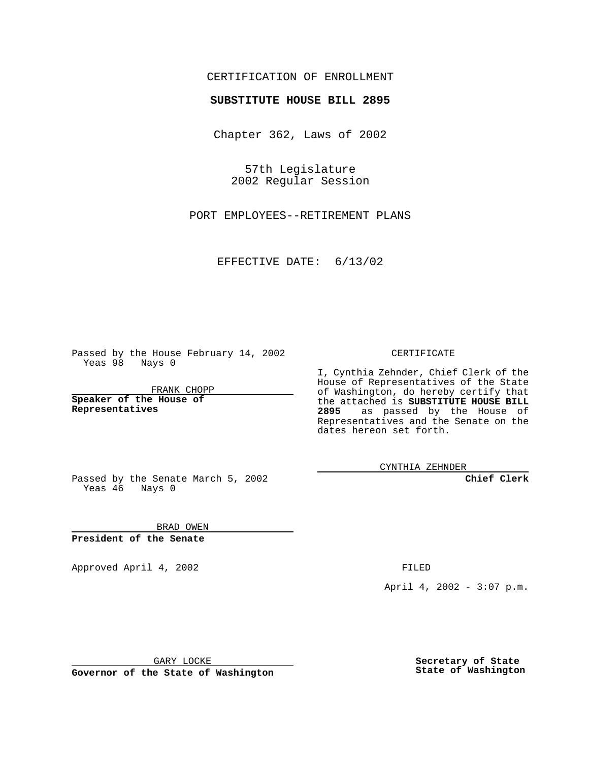CERTIFICATION OF ENROLLMENT

**SUBSTITUTE HOUSE BILL 2895**

Chapter 362, Laws of 2002

57th Legislature
2002 Regular Session

PORT EMPLOYEES--RETIREMENT PLANS

EFFECTIVE DATE: 6/13/02

Passed by the House February 14, 2002
Yeas 98 Nays 0

FRANK CHOPP

**Speaker of the House of Representatives**

Passed by the Senate March 5, 2002
Yeas 46 Nays 0

BRAD OWEN

**President of the Senate**

Approved April 4, 2002

GARY LOCKE

**Governor of the State of Washington**

CERTIFICATE

I, Cynthia Zehnder, Chief Clerk of the House of Representatives of the State of Washington, do hereby certify that the attached is **SUBSTITUTE HOUSE BILL 2895** as passed by the House of Representatives and the Senate on the dates hereon set forth.

CYNTHIA ZEHNDER

**Chief Clerk**

FILED

April 4, 2002 - 3:07 p.m.

**Secretary of State**
**State of Washington**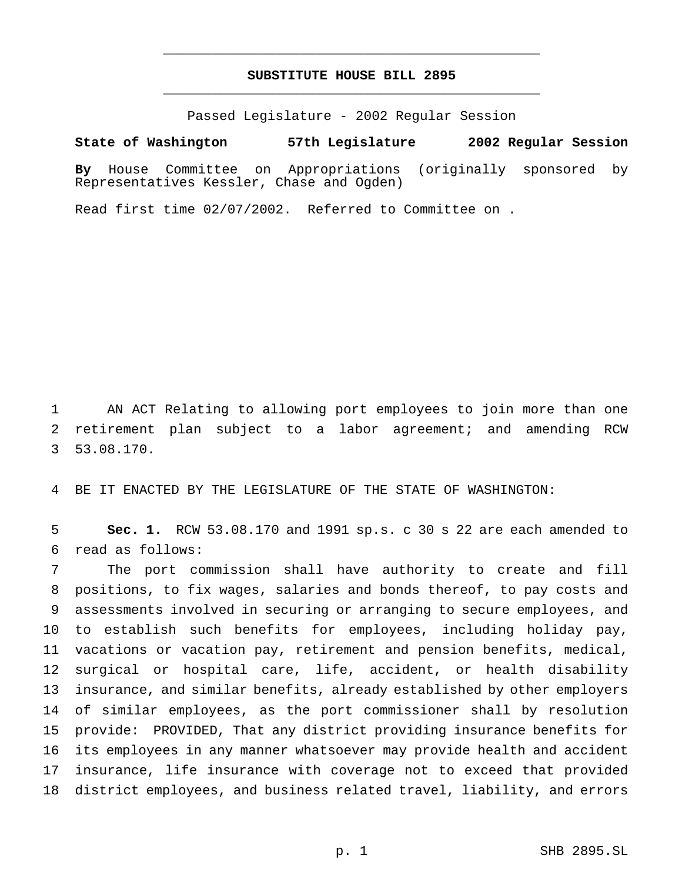## SUBSTITUTE HOUSE BILL 2895

Passed Legislature - 2002 Regular Session

**State of Washington 57th Legislature 2002 Regular Session**

**By** House Committee on Appropriations (originally sponsored by Representatives Kessler, Chase and Ogden)

Read first time 02/07/2002. Referred to Committee on .

1 AN ACT Relating to allowing port employees to join more than one
2 retirement plan subject to a labor agreement; and amending RCW
3 53.08.170.

4 BE IT ENACTED BY THE LEGISLATURE OF THE STATE OF WASHINGTON:

5 **Sec. 1.** RCW 53.08.170 and 1991 sp.s. c 30 s 22 are each amended to
6 read as follows:

7 The port commission shall have authority to create and fill
8 positions, to fix wages, salaries and bonds thereof, to pay costs and
9 assessments involved in securing or arranging to secure employees, and
10 to establish such benefits for employees, including holiday pay,
11 vacations or vacation pay, retirement and pension benefits, medical,
12 surgical or hospital care, life, accident, or health disability
13 insurance, and similar benefits, already established by other employers
14 of similar employees, as the port commissioner shall by resolution
15 provide: PROVIDED, That any district providing insurance benefits for
16 its employees in any manner whatsoever may provide health and accident
17 insurance, life insurance with coverage not to exceed that provided
18 district employees, and business related travel, liability, and errors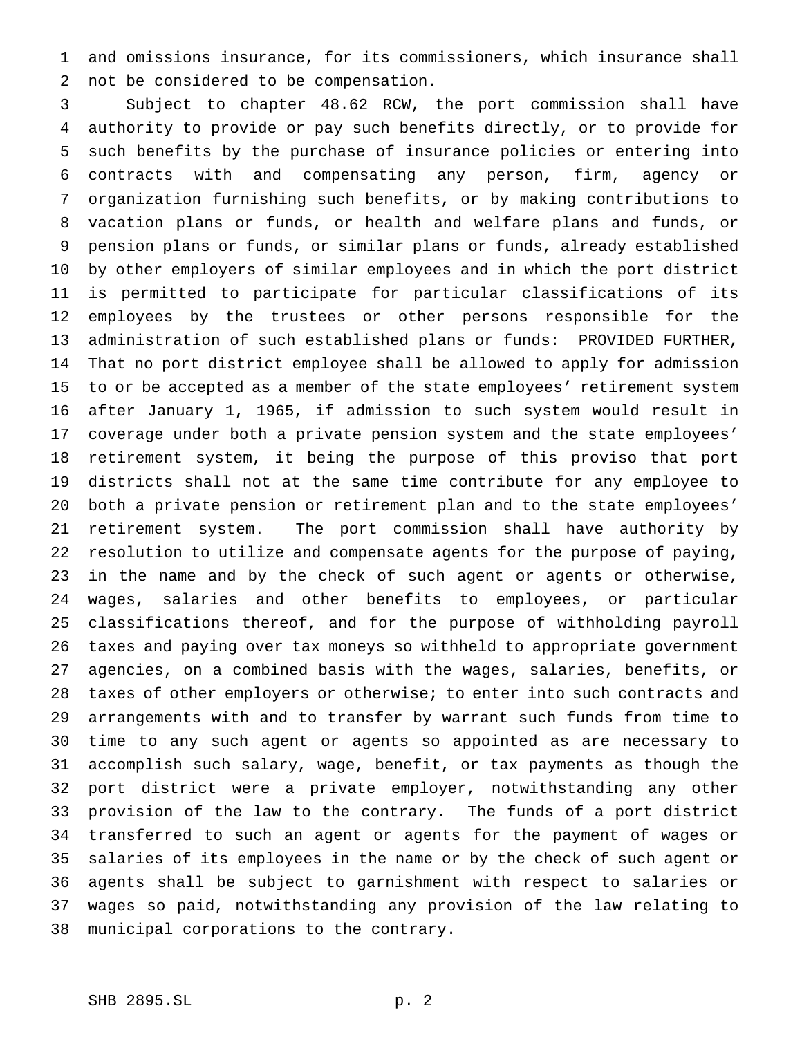and omissions insurance, for its commissioners, which insurance shall not be considered to be compensation.

Subject to chapter 48.62 RCW, the port commission shall have authority to provide or pay such benefits directly, or to provide for such benefits by the purchase of insurance policies or entering into contracts with and compensating any person, firm, agency or organization furnishing such benefits, or by making contributions to vacation plans or funds, or health and welfare plans and funds, or pension plans or funds, or similar plans or funds, already established by other employers of similar employees and in which the port district is permitted to participate for particular classifications of its employees by the trustees or other persons responsible for the administration of such established plans or funds: PROVIDED FURTHER, That no port district employee shall be allowed to apply for admission to or be accepted as a member of the state employees' retirement system after January 1, 1965, if admission to such system would result in coverage under both a private pension system and the state employees' retirement system, it being the purpose of this proviso that port districts shall not at the same time contribute for any employee to both a private pension or retirement plan and to the state employees' retirement system. The port commission shall have authority by resolution to utilize and compensate agents for the purpose of paying, in the name and by the check of such agent or agents or otherwise, wages, salaries and other benefits to employees, or particular classifications thereof, and for the purpose of withholding payroll taxes and paying over tax moneys so withheld to appropriate government agencies, on a combined basis with the wages, salaries, benefits, or taxes of other employers or otherwise; to enter into such contracts and arrangements with and to transfer by warrant such funds from time to time to any such agent or agents so appointed as are necessary to accomplish such salary, wage, benefit, or tax payments as though the port district were a private employer, notwithstanding any other provision of the law to the contrary. The funds of a port district transferred to such an agent or agents for the payment of wages or salaries of its employees in the name or by the check of such agent or agents shall be subject to garnishment with respect to salaries or wages so paid, notwithstanding any provision of the law relating to municipal corporations to the contrary.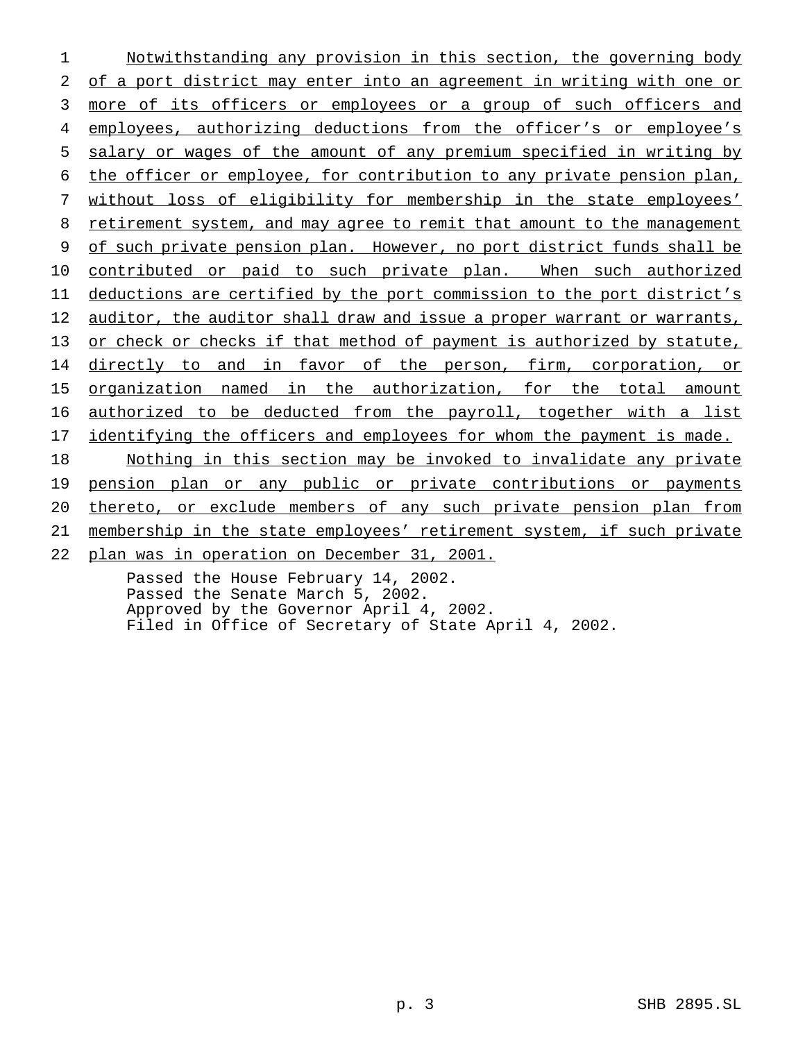Notwithstanding any provision in this section, the governing body of a port district may enter into an agreement in writing with one or more of its officers or employees or a group of such officers and employees, authorizing deductions from the officer's or employee's salary or wages of the amount of any premium specified in writing by the officer or employee, for contribution to any private pension plan, without loss of eligibility for membership in the state employees' retirement system, and may agree to remit that amount to the management of such private pension plan. However, no port district funds shall be contributed or paid to such private plan. When such authorized deductions are certified by the port commission to the port district's auditor, the auditor shall draw and issue a proper warrant or warrants, or check or checks if that method of payment is authorized by statute, directly to and in favor of the person, firm, corporation, or organization named in the authorization, for the total amount authorized to be deducted from the payroll, together with a list identifying the officers and employees for whom the payment is made.

Nothing in this section may be invoked to invalidate any private pension plan or any public or private contributions or payments thereto, or exclude members of any such private pension plan from membership in the state employees' retirement system, if such private plan was in operation on December 31, 2001.

Passed the House February 14, 2002.
Passed the Senate March 5, 2002.
Approved by the Governor April 4, 2002.
Filed in Office of Secretary of State April 4, 2002.